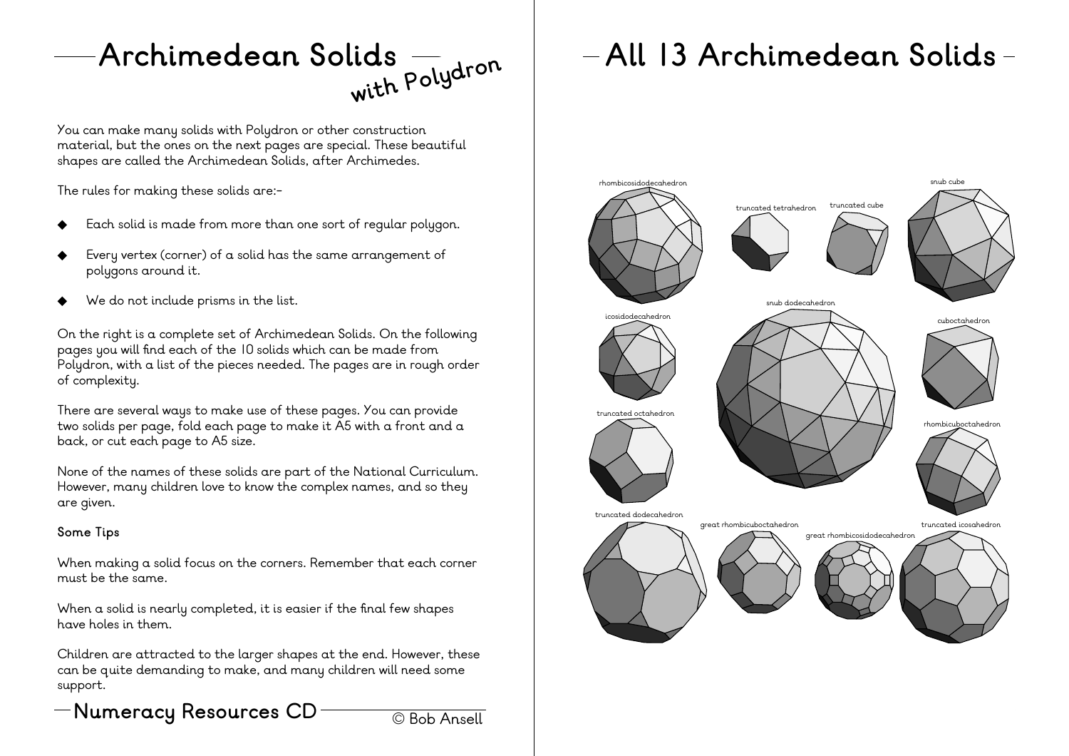# Archimedean Solids with Polydron

You can make many solids with Polydron or other construction material, but the ones on the next pages are special. These beautiful shapes are called the Archimedean Solids, after Archimedes.

The rules for making these solids are:-

- Each solid is made from more than one sort of regular polygon.
- Every vertex (corner) of a solid has the same arrangement of polygons around it.
- We do not include prisms in the list.

On the right is a complete set of Archimedean Solids. On the following pages you will find each of the 10 solids which can be made from Polydron, with a list of the pieces needed. The pages are in rough order of complexity.

There are several ways to make use of these pages. You can provide two solids per page, fold each page to make it A5 with a front and a back, or cut each page to A5 size.

None of the names of these solids are part of the National Curriculum. However, many children love to know the complex names, and so they are given.

**Some Tips**

When making a solid focus on the corners. Remember that each corner must be the same.

When a solid is nearly completed, it is easier if the final few shapes have holes in them.

Children are attracted to the larger shapes at the end. However, these can be quite demanding to make, and many children will need some support.

Numeracy Resources CD © Bob Ansell

# All 13 Archimedean Solids

rhombicosidodecahedron

truncated tetrahedron

truncated cube

snub cube

icosidodecahedron

snub dodecahedron

cuboctahedron

truncated octahedron

rhombicuboctahedron

truncated dodecahedron

great rhombicuboctahedron

great rhombicosidodecahedron

truncated icosahedron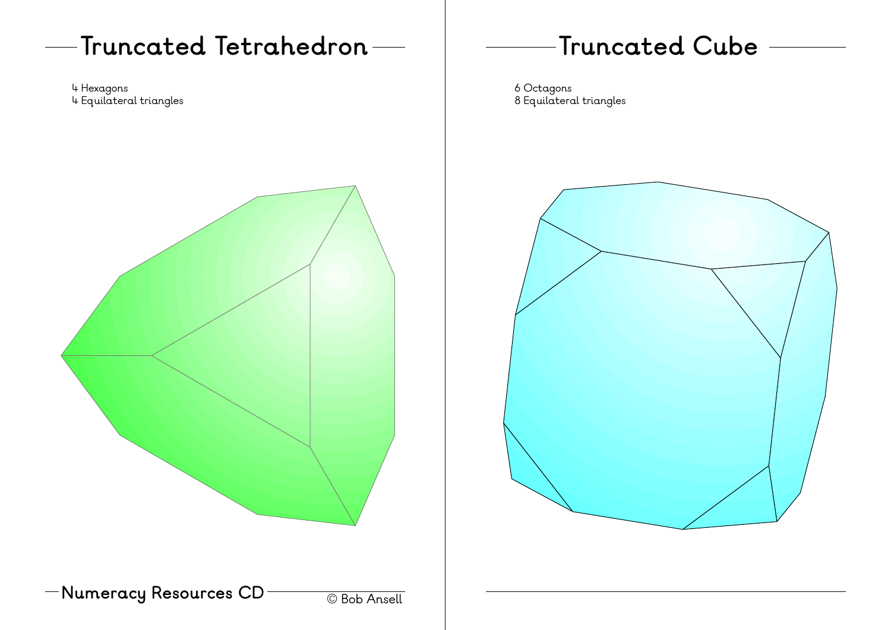## Truncated Tetrahedron

4 Hexagons
4 Equilateral triangles

## Truncated Cube

6 Octagons
8 Equilateral triangles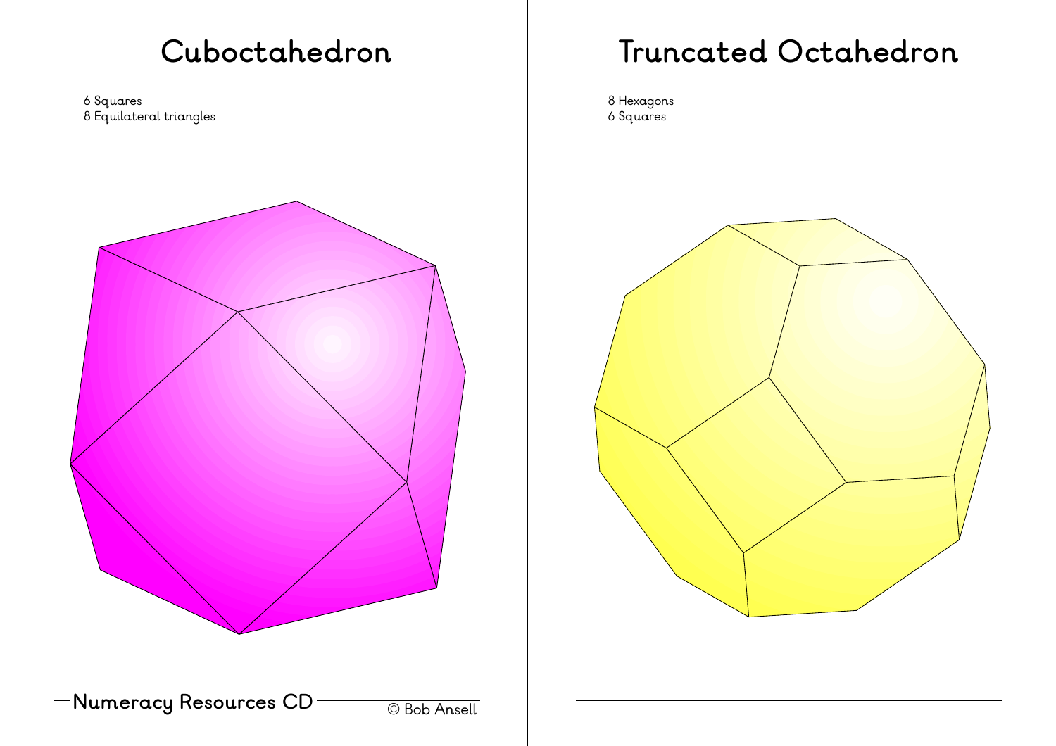## Cuboctahedron

6 Squares
8 Equilateral triangles

## Truncated Octahedron

8 Hexagons
6 Squares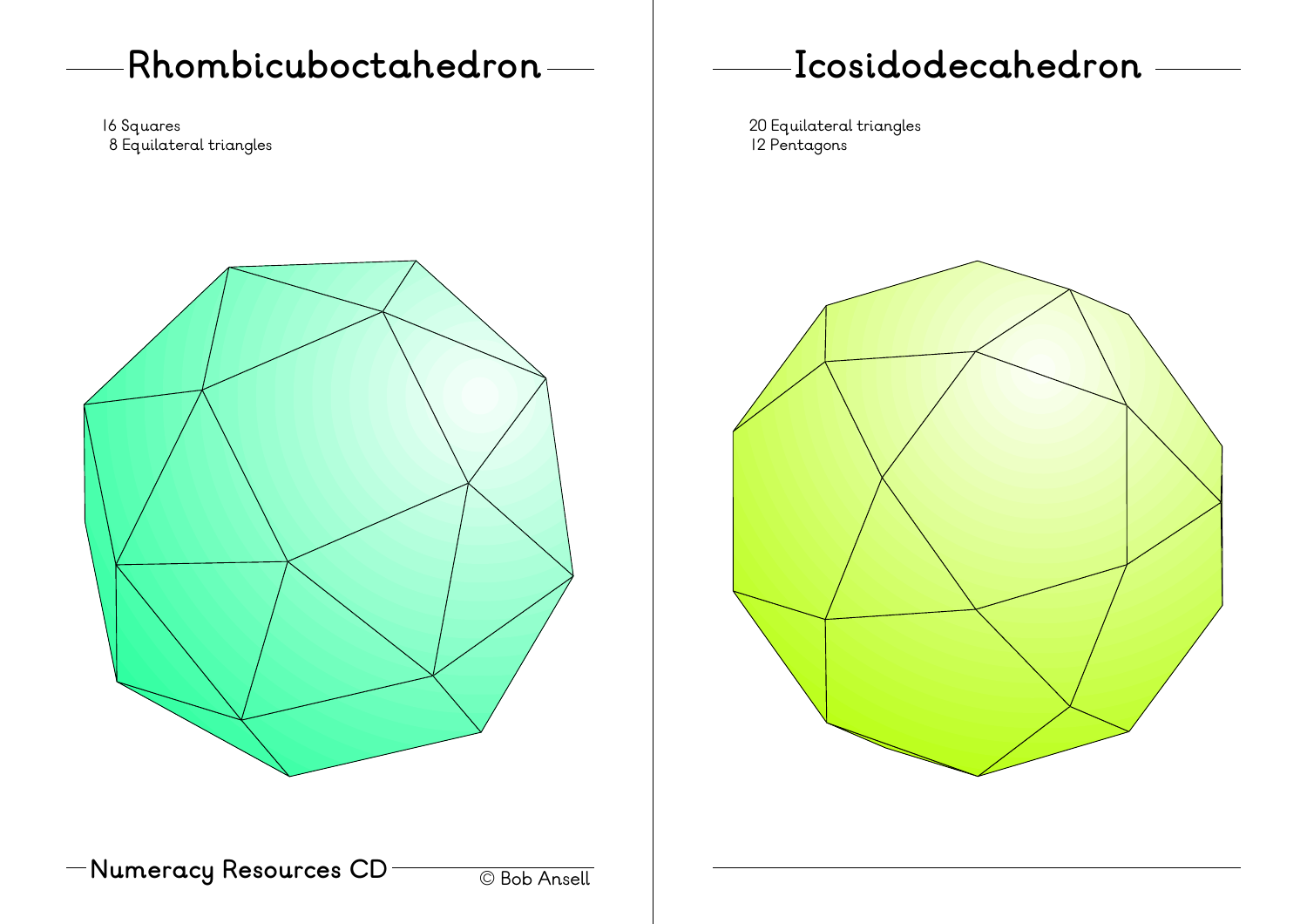## Rhombicuboctahedron

16 Squares
8 Equilateral triangles

## Icosidodecahedron

20 Equilateral triangles
12 Pentagons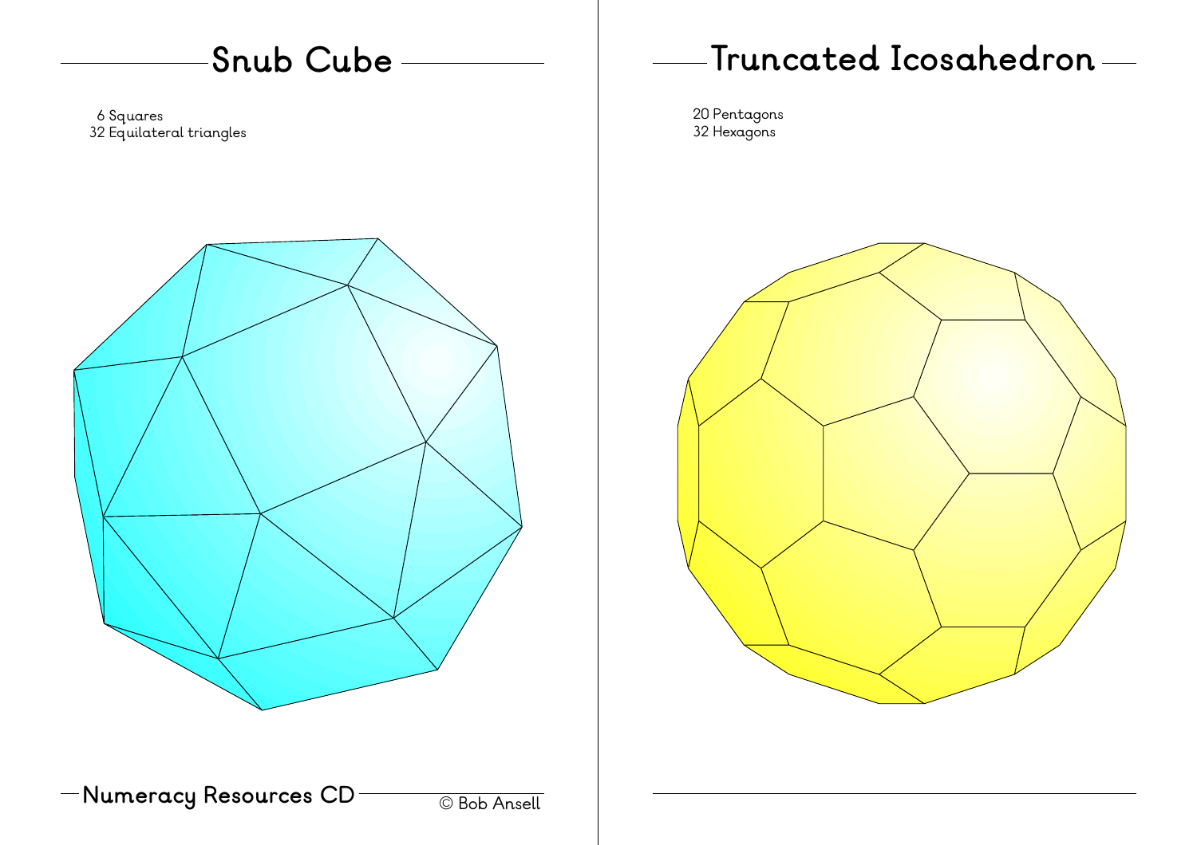## Snub Cube

6 Squares
32 Equilateral triangles

**Numeracy Resources CD**

© Bob Ansell

## Truncated Icosahedron

20 Pentagons
32 Hexagons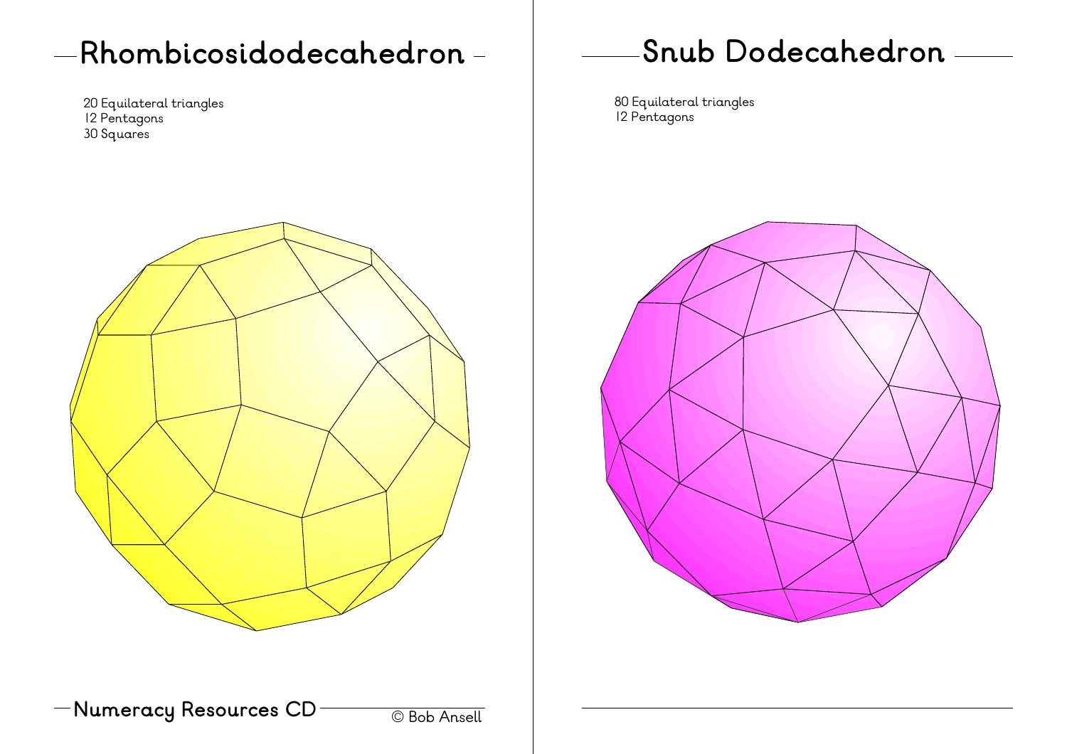## Rhombicosidodecahedron

20 Equilateral triangles
12 Pentagons
30 Squares

## Snub Dodecahedron

80 Equilateral triangles
12 Pentagons